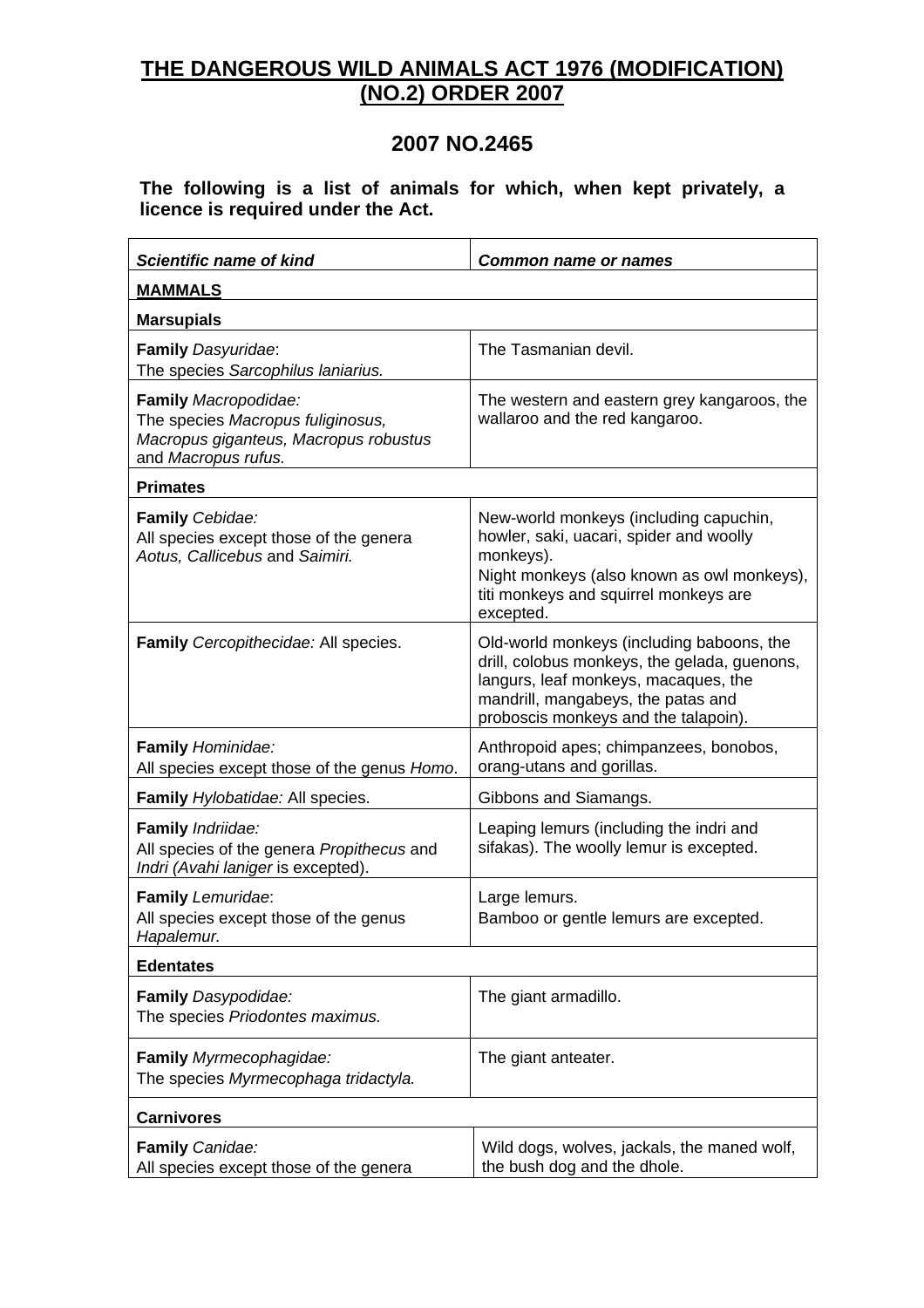# THE DANGEROUS WILD ANIMALS ACT 1976 (MODIFICATION) (NO.2) ORDER 2007

## 2007 NO.2465

**The following is a list of animals for which, when kept privately, a licence is required under the Act.**

| ***Scientific name of kind*** | ***Common name or names*** |
|---|---|
| **MAMMALS** | |
| **Marsupials** | |
| **Family** *Dasyuridae*:<br>The species *Sarcophilus laniarius.* | The Tasmanian devil. |
| **Family** *Macropodidae:*<br>The species *Macropus fuliginosus, Macropus giganteus, Macropus robustus* and *Macropus rufus.* | The western and eastern grey kangaroos, the wallaroo and the red kangaroo. |
| **Primates** | |
| **Family** *Cebidae:*<br>All species except those of the genera *Aotus, Callicebus* and *Saimiri.* | New-world monkeys (including capuchin, howler, saki, uacari, spider and woolly monkeys).<br>Night monkeys (also known as owl monkeys), titi monkeys and squirrel monkeys are excepted. |
| **Family** *Cercopithecidae:* All species. | Old-world monkeys (including baboons, the drill, colobus monkeys, the gelada, guenons, langurs, leaf monkeys, macaques, the mandrill, mangabeys, the patas and proboscis monkeys and the talapoin). |
| **Family** *Hominidae:*<br>All species except those of the genus *Homo*. | Anthropoid apes; chimpanzees, bonobos, orang-utans and gorillas. |
| **Family** *Hylobatidae:* All species. | Gibbons and Siamangs. |
| **Family** *Indriidae:*<br>All species of the genera *Propithecus* and *Indri (Avahi laniger* is excepted). | Leaping lemurs (including the indri and sifakas). The woolly lemur is excepted. |
| **Family** *Lemuridae*:<br>All species except those of the genus *Hapalemur.* | Large lemurs.<br>Bamboo or gentle lemurs are excepted. |
| **Edentates** | |
| **Family** *Dasypodidae:*<br>The species *Priodontes maximus.* | The giant armadillo. |
| **Family** *Myrmecophagidae:*<br>The species *Myrmecophaga tridactyla.* | The giant anteater. |
| **Carnivores** | |
| **Family** *Canidae:*<br>All species except those of the genera | Wild dogs, wolves, jackals, the maned wolf, the bush dog and the dhole. |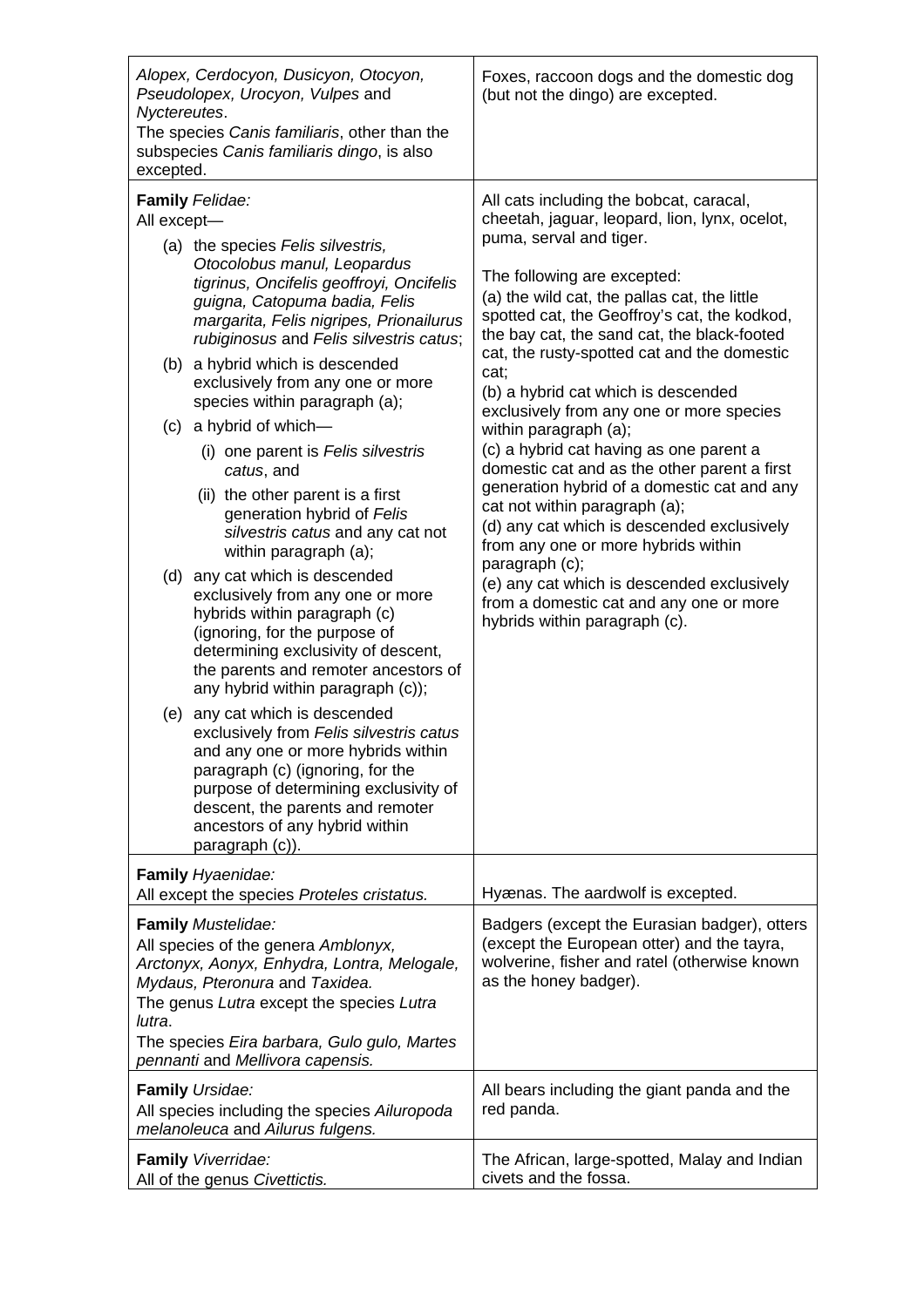| | |
|---|---|
| *Alopex, Cerdocyon, Dusicyon, Otocyon, Pseudolopex, Urocyon, Vulpes* and *Nyctereutes*.<br>The species *Canis familiaris*, other than the subspecies *Canis familiaris dingo*, is also excepted. | Foxes, raccoon dogs and the domestic dog (but not the dingo) are excepted. |
| **Family** *Felidae:*<br>All except—<br>(a) the species *Felis silvestris, Otocolobus manul, Leopardus tigrinus, Oncifelis geoffroyi, Oncifelis guigna, Catopuma badia, Felis margarita, Felis nigripes, Prionailurus rubiginosus* and *Felis silvestris catus*;<br>(b) a hybrid which is descended exclusively from any one or more species within paragraph (a);<br>(c) a hybrid of which—<br>(i) one parent is *Felis silvestris catus*, and<br>(ii) the other parent is a first generation hybrid of *Felis silvestris catus* and any cat not within paragraph (a);<br>(d) any cat which is descended exclusively from any one or more hybrids within paragraph (c) (ignoring, for the purpose of determining exclusivity of descent, the parents and remoter ancestors of any hybrid within paragraph (c));<br>(e) any cat which is descended exclusively from *Felis silvestris catus* and any one or more hybrids within paragraph (c) (ignoring, for the purpose of determining exclusivity of descent, the parents and remoter ancestors of any hybrid within paragraph (c)). | All cats including the bobcat, caracal, cheetah, jaguar, leopard, lion, lynx, ocelot, puma, serval and tiger.<br><br>The following are excepted:<br>(a) the wild cat, the pallas cat, the little spotted cat, the Geoffroy's cat, the kodkod, the bay cat, the sand cat, the black-footed cat, the rusty-spotted cat and the domestic cat;<br>(b) a hybrid cat which is descended exclusively from any one or more species within paragraph (a);<br>(c) a hybrid cat having as one parent a domestic cat and as the other parent a first generation hybrid of a domestic cat and any cat not within paragraph (a);<br>(d) any cat which is descended exclusively from any one or more hybrids within paragraph (c);<br>(e) any cat which is descended exclusively from a domestic cat and any one or more hybrids within paragraph (c). |
| **Family** *Hyaenidae:*<br>All except the species *Proteles cristatus.* | Hyænas. The aardwolf is excepted. |
| **Family** *Mustelidae:*<br>All species of the genera *Amblonyx, Arctonyx, Aonyx, Enhydra, Lontra, Melogale, Mydaus, Pteronura* and *Taxidea.*<br>The genus *Lutra* except the species *Lutra lutra*.<br>The species *Eira barbara, Gulo gulo, Martes pennanti* and *Mellivora capensis.* | Badgers (except the Eurasian badger), otters (except the European otter) and the tayra, wolverine, fisher and ratel (otherwise known as the honey badger). |
| **Family** *Ursidae:*<br>All species including the species *Ailuropoda melanoleuca* and *Ailurus fulgens.* | All bears including the giant panda and the red panda. |
| **Family** *Viverridae:*<br>All of the genus *Civettictis.* | The African, large-spotted, Malay and Indian civets and the fossa. |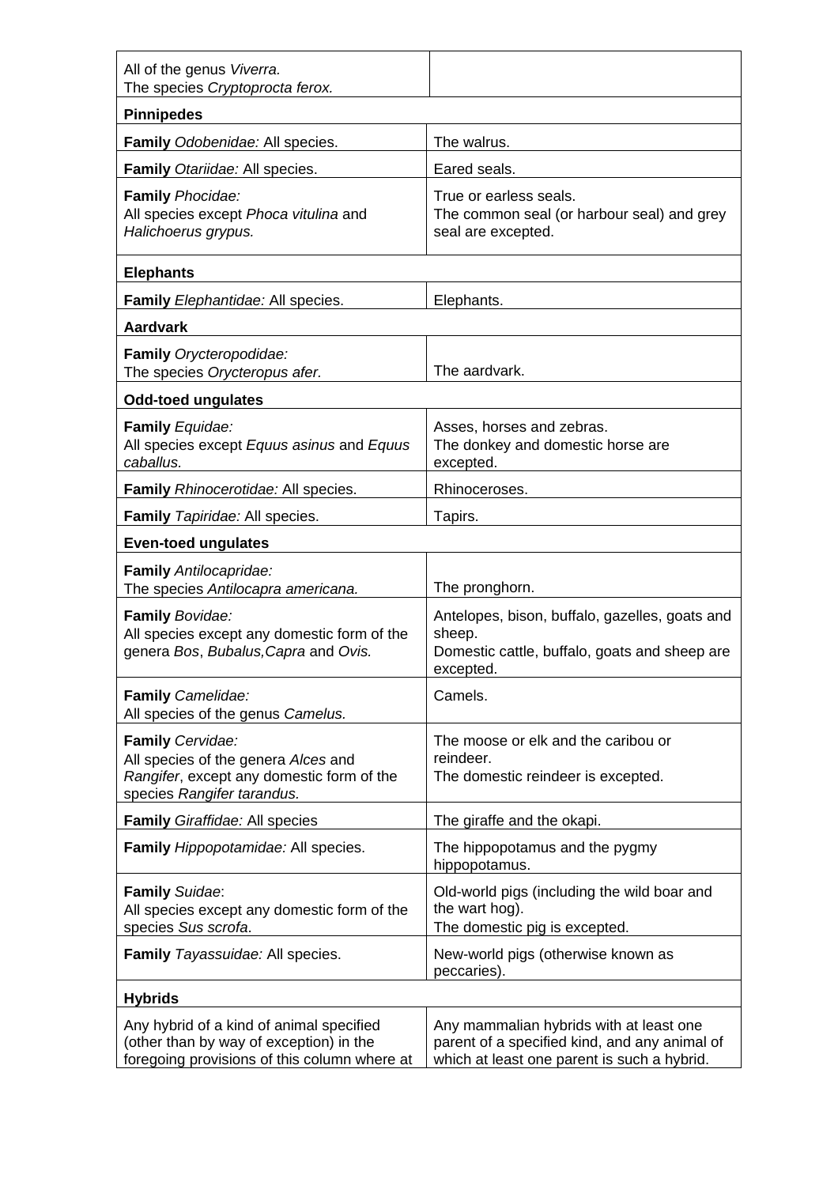| | |
|---|---|
| All of the genus *Viverra.*<br>The species *Cryptoprocta ferox.* | |
| **Pinnipedes** | |
| **Family** *Odobenidae:* All species. | The walrus. |
| **Family** *Otariidae:* All species. | Eared seals. |
| **Family** *Phocidae:*<br>All species except *Phoca vitulina* and *Halichoerus grypus.* | True or earless seals.<br>The common seal (or harbour seal) and grey seal are excepted. |
| **Elephants** | |
| **Family** *Elephantidae:* All species. | Elephants. |
| **Aardvark** | |
| **Family** *Orycteropodidae:*<br>The species *Orycteropus afer.* | The aardvark. |
| **Odd-toed ungulates** | |
| **Family** *Equidae:*<br>All species except *Equus asinus* and *Equus caballus.* | Asses, horses and zebras.<br>The donkey and domestic horse are excepted. |
| **Family** *Rhinocerotidae:* All species. | Rhinoceroses. |
| **Family** *Tapiridae:* All species. | Tapirs. |
| **Even-toed ungulates** | |
| **Family** *Antilocapridae:*<br>The species *Antilocapra americana.* | The pronghorn. |
| **Family** *Bovidae:*<br>All species except any domestic form of the genera *Bos*, *Bubalus,Capra* and *Ovis.* | Antelopes, bison, buffalo, gazelles, goats and sheep.<br>Domestic cattle, buffalo, goats and sheep are excepted. |
| **Family** *Camelidae:*<br>All species of the genus *Camelus.* | Camels. |
| **Family** *Cervidae:*<br>All species of the genera *Alces* and *Rangifer*, except any domestic form of the species *Rangifer tarandus.* | The moose or elk and the caribou or reindeer.<br>The domestic reindeer is excepted. |
| **Family** *Giraffidae:* All species | The giraffe and the okapi. |
| **Family** *Hippopotamidae:* All species. | The hippopotamus and the pygmy hippopotamus. |
| **Family** *Suidae*:<br>All species except any domestic form of the species *Sus scrofa*. | Old-world pigs (including the wild boar and the wart hog).<br>The domestic pig is excepted. |
| **Family** *Tayassuidae:* All species. | New-world pigs (otherwise known as peccaries). |
| **Hybrids** | |
| Any hybrid of a kind of animal specified (other than by way of exception) in the foregoing provisions of this column where at | Any mammalian hybrids with at least one parent of a specified kind, and any animal of which at least one parent is such a hybrid. |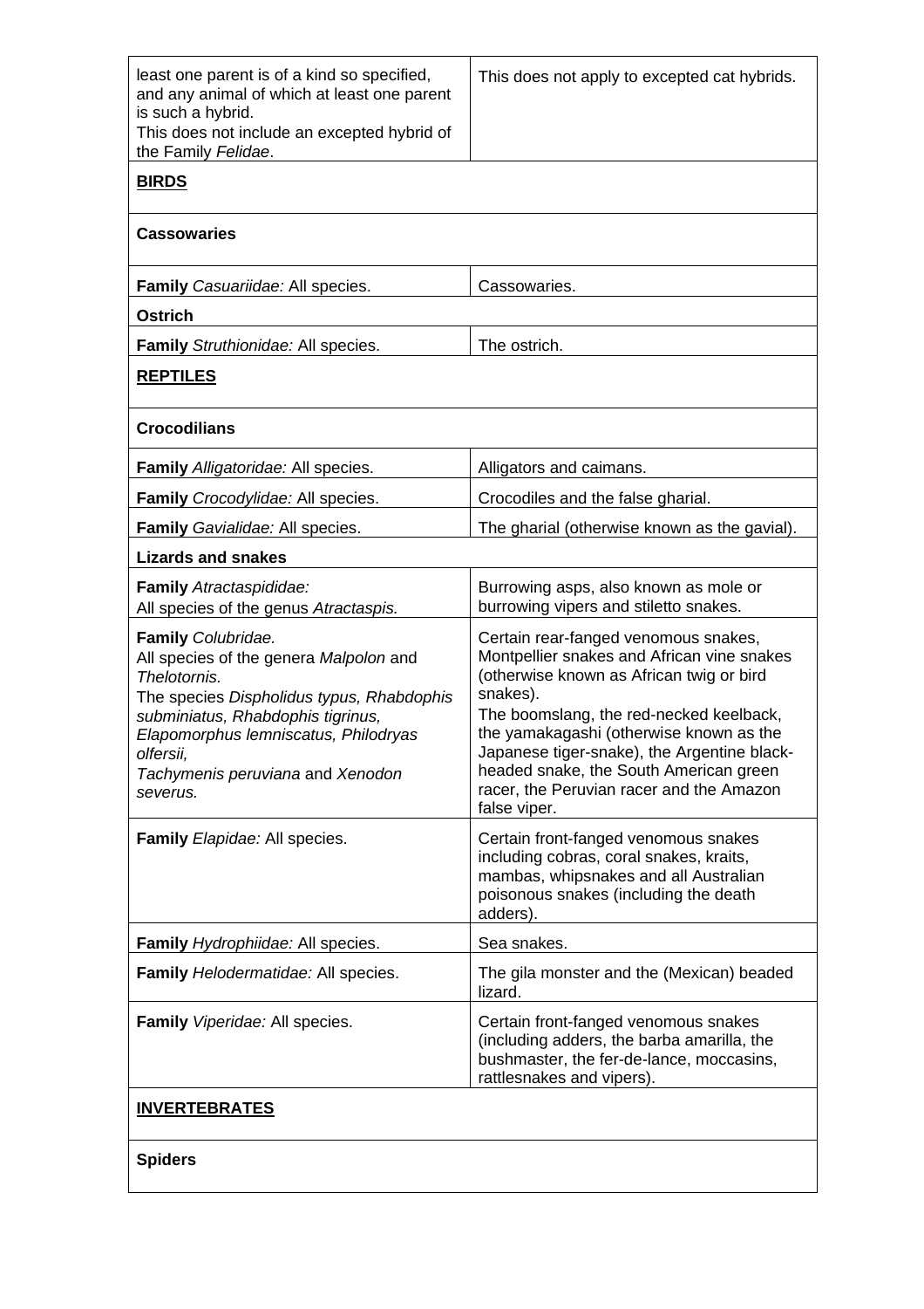| | |
|---|---|
| least one parent is of a kind so specified, and any animal of which at least one parent is such a hybrid.<br>This does not include an excepted hybrid of the Family *Felidae*. | This does not apply to excepted cat hybrids. |
| **BIRDS** | |
| **Cassowaries** | |
| **Family** *Casuariidae:* All species. | Cassowaries. |
| **Ostrich** | |
| **Family** *Struthionidae:* All species. | The ostrich. |
| **REPTILES** | |
| **Crocodilians** | |
| **Family** *Alligatoridae:* All species. | Alligators and caimans. |
| **Family** *Crocodylidae:* All species. | Crocodiles and the false gharial. |
| **Family** *Gavialidae:* All species. | The gharial (otherwise known as the gavial). |
| **Lizards and snakes** | |
| **Family** *Atractaspididae:*<br>All species of the genus *Atractaspis.* | Burrowing asps, also known as mole or burrowing vipers and stiletto snakes. |
| **Family** *Colubridae.*<br>All species of the genera *Malpolon* and *Thelotornis.*<br>The species *Dispholidus typus, Rhabdophis subminiatus, Rhabdophis tigrinus, Elapomorphus lemniscatus, Philodryas olfersii,*<br>*Tachymenis peruviana* and *Xenodon severus.* | Certain rear-fanged venomous snakes, Montpellier snakes and African vine snakes (otherwise known as African twig or bird snakes).<br>The boomslang, the red-necked keelback, the yamakagashi (otherwise known as the Japanese tiger-snake), the Argentine black-headed snake, the South American green racer, the Peruvian racer and the Amazon false viper. |
| **Family** *Elapidae:* All species. | Certain front-fanged venomous snakes including cobras, coral snakes, kraits, mambas, whipsnakes and all Australian poisonous snakes (including the death adders). |
| **Family** *Hydrophiidae:* All species. | Sea snakes. |
| **Family** *Helodermatidae:* All species. | The gila monster and the (Mexican) beaded lizard. |
| **Family** *Viperidae:* All species. | Certain front-fanged venomous snakes (including adders, the barba amarilla, the bushmaster, the fer-de-lance, moccasins, rattlesnakes and vipers). |
| **INVERTEBRATES** | |
| **Spiders** | |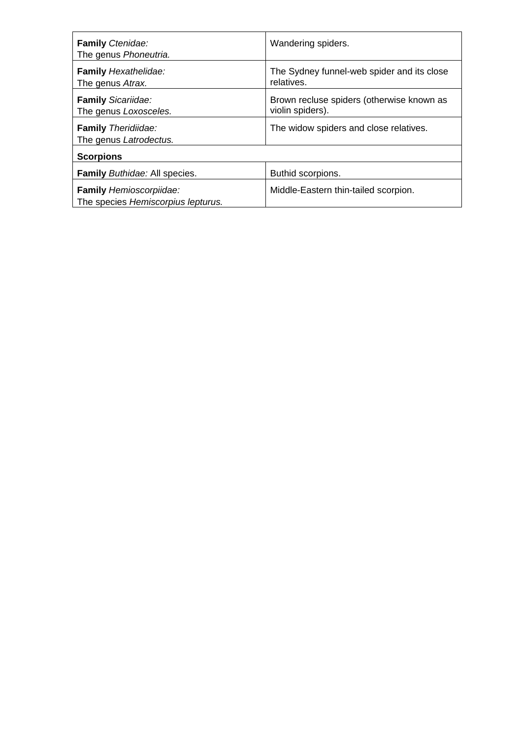| | |
|---|---|
| **Family** *Ctenidae:*<br>The genus *Phoneutria.* | Wandering spiders. |
| **Family** *Hexathelidae:*<br>The genus *Atrax.* | The Sydney funnel-web spider and its close relatives. |
| **Family** *Sicariidae:*<br>The genus *Loxosceles.* | Brown recluse spiders (otherwise known as violin spiders). |
| **Family** *Theridiidae:*<br>The genus *Latrodectus.* | The widow spiders and close relatives. |
| **Scorpions** | |
| **Family** *Buthidae:* All species. | Buthid scorpions. |
| **Family** *Hemioscorpiidae:*<br>The species *Hemiscorpius lepturus.* | Middle-Eastern thin-tailed scorpion. |